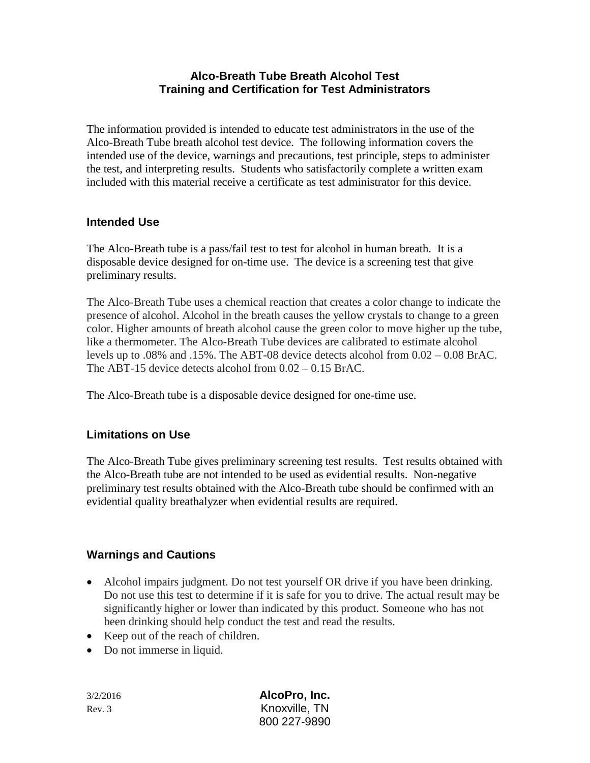# Alco-Breath Tube Breath Alcohol Test
# Training and Certification for Test Administrators

The information provided is intended to educate test administrators in the use of the Alco-Breath Tube breath alcohol test device. The following information covers the intended use of the device, warnings and precautions, test principle, steps to administer the test, and interpreting results. Students who satisfactorily complete a written exam included with this material receive a certificate as test administrator for this device.

## Intended Use

The Alco-Breath tube is a pass/fail test to test for alcohol in human breath. It is a disposable device designed for on-time use. The device is a screening test that give preliminary results.

The Alco-Breath Tube uses a chemical reaction that creates a color change to indicate the presence of alcohol. Alcohol in the breath causes the yellow crystals to change to a green color. Higher amounts of breath alcohol cause the green color to move higher up the tube, like a thermometer. The Alco-Breath Tube devices are calibrated to estimate alcohol levels up to .08% and .15%. The ABT-08 device detects alcohol from 0.02 – 0.08 BrAC. The ABT-15 device detects alcohol from 0.02 – 0.15 BrAC.

The Alco-Breath tube is a disposable device designed for one-time use.

## Limitations on Use

The Alco-Breath Tube gives preliminary screening test results. Test results obtained with the Alco-Breath tube are not intended to be used as evidential results. Non-negative preliminary test results obtained with the Alco-Breath tube should be confirmed with an evidential quality breathalyzer when evidential results are required.

## Warnings and Cautions

- Alcohol impairs judgment. Do not test yourself OR drive if you have been drinking. Do not use this test to determine if it is safe for you to drive. The actual result may be significantly higher or lower than indicated by this product. Someone who has not been drinking should help conduct the test and read the results.
- Keep out of the reach of children.
- Do not immerse in liquid.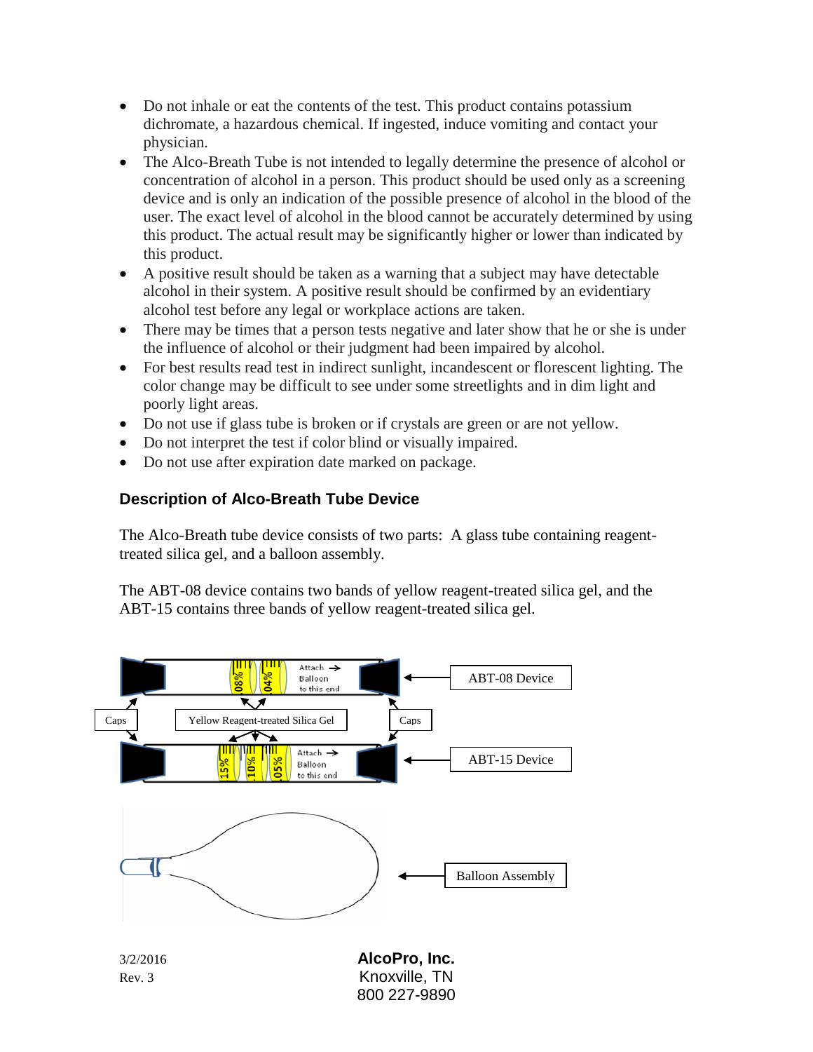- Do not inhale or eat the contents of the test. This product contains potassium dichromate, a hazardous chemical. If ingested, induce vomiting and contact your physician.
- The Alco-Breath Tube is not intended to legally determine the presence of alcohol or concentration of alcohol in a person. This product should be used only as a screening device and is only an indication of the possible presence of alcohol in the blood of the user. The exact level of alcohol in the blood cannot be accurately determined by using this product. The actual result may be significantly higher or lower than indicated by this product.
- A positive result should be taken as a warning that a subject may have detectable alcohol in their system. A positive result should be confirmed by an evidentiary alcohol test before any legal or workplace actions are taken.
- There may be times that a person tests negative and later show that he or she is under the influence of alcohol or their judgment had been impaired by alcohol.
- For best results read test in indirect sunlight, incandescent or florescent lighting. The color change may be difficult to see under some streetlights and in dim light and poorly light areas.
- Do not use if glass tube is broken or if crystals are green or are not yellow.
- Do not interpret the test if color blind or visually impaired.
- Do not use after expiration date marked on package.

## Description of Alco-Breath Tube Device

The Alco-Breath tube device consists of two parts: A glass tube containing reagent-treated silica gel, and a balloon assembly.

The ABT-08 device contains two bands of yellow reagent-treated silica gel, and the ABT-15 contains three bands of yellow reagent-treated silica gel.

ABT-08 Device: .08% | .04% | Attach Balloon to this end

ABT-15 Device: .15% | .10% | .05% | Attach Balloon to this end

Caps — Yellow Reagent-treated Silica Gel — Caps

Balloon Assembly

3/2/2016
Rev. 3

**AlcoPro, Inc.**
Knoxville, TN
800 227-9890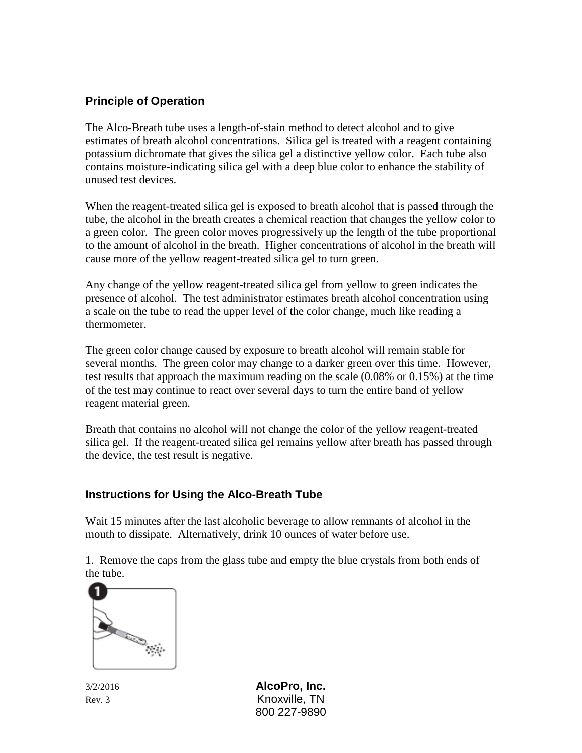## Principle of Operation

The Alco-Breath tube uses a length-of-stain method to detect alcohol and to give estimates of breath alcohol concentrations. Silica gel is treated with a reagent containing potassium dichromate that gives the silica gel a distinctive yellow color. Each tube also contains moisture-indicating silica gel with a deep blue color to enhance the stability of unused test devices.

When the reagent-treated silica gel is exposed to breath alcohol that is passed through the tube, the alcohol in the breath creates a chemical reaction that changes the yellow color to a green color. The green color moves progressively up the length of the tube proportional to the amount of alcohol in the breath. Higher concentrations of alcohol in the breath will cause more of the yellow reagent-treated silica gel to turn green.

Any change of the yellow reagent-treated silica gel from yellow to green indicates the presence of alcohol. The test administrator estimates breath alcohol concentration using a scale on the tube to read the upper level of the color change, much like reading a thermometer.

The green color change caused by exposure to breath alcohol will remain stable for several months. The green color may change to a darker green over this time. However, test results that approach the maximum reading on the scale (0.08% or 0.15%) at the time of the test may continue to react over several days to turn the entire band of yellow reagent material green.

Breath that contains no alcohol will not change the color of the yellow reagent-treated silica gel. If the reagent-treated silica gel remains yellow after breath has passed through the device, the test result is negative.

## Instructions for Using the Alco-Breath Tube

Wait 15 minutes after the last alcoholic beverage to allow remnants of alcohol in the mouth to dissipate. Alternatively, drink 10 ounces of water before use.

1. Remove the caps from the glass tube and empty the blue crystals from both ends of the tube.

3/2/2016
Rev. 3

**AlcoPro, Inc.**
Knoxville, TN
800 227-9890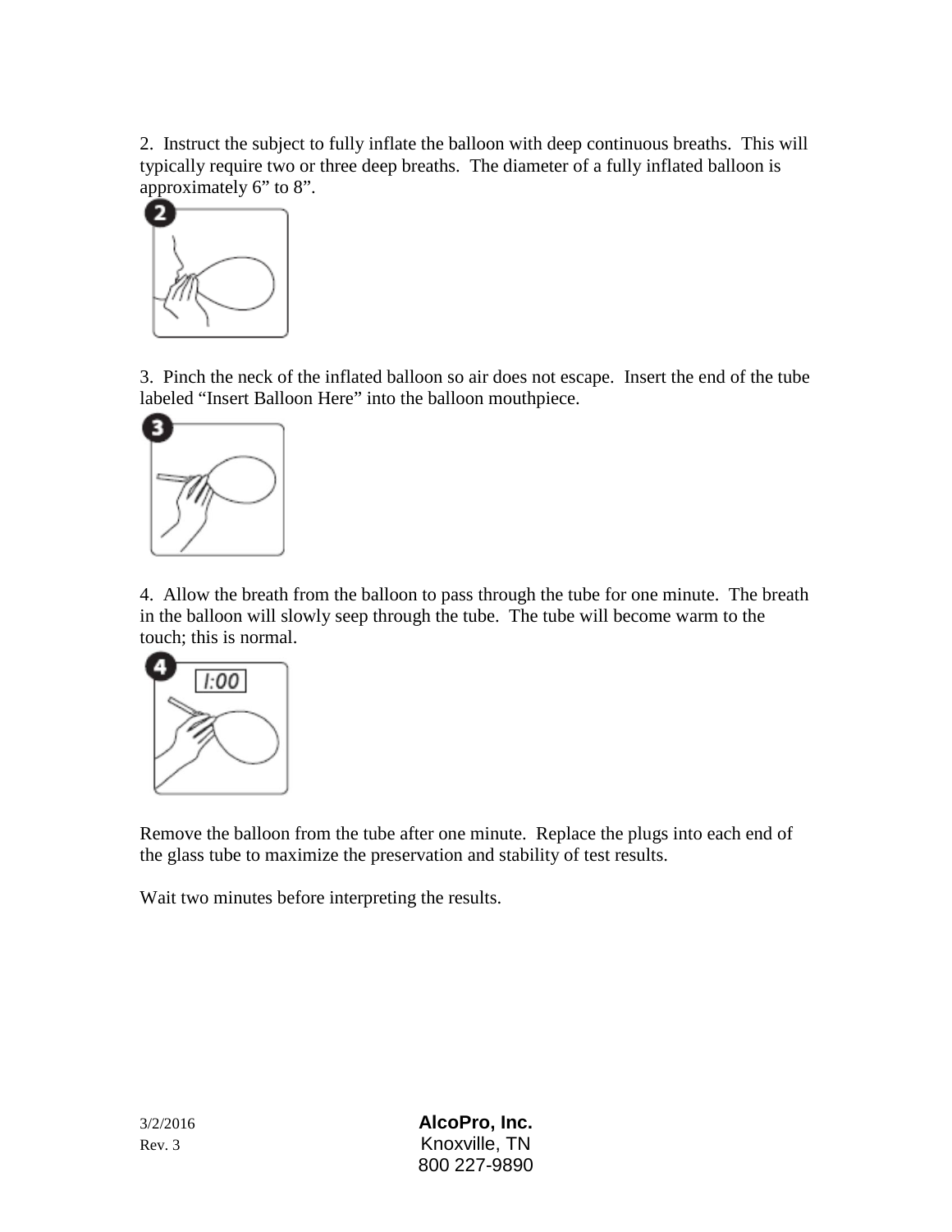2. Instruct the subject to fully inflate the balloon with deep continuous breaths. This will typically require two or three deep breaths. The diameter of a fully inflated balloon is approximately 6" to 8".

3. Pinch the neck of the inflated balloon so air does not escape. Insert the end of the tube labeled "Insert Balloon Here" into the balloon mouthpiece.

4. Allow the breath from the balloon to pass through the tube for one minute. The breath in the balloon will slowly seep through the tube. The tube will become warm to the touch; this is normal.

Remove the balloon from the tube after one minute. Replace the plugs into each end of the glass tube to maximize the preservation and stability of test results.

Wait two minutes before interpreting the results.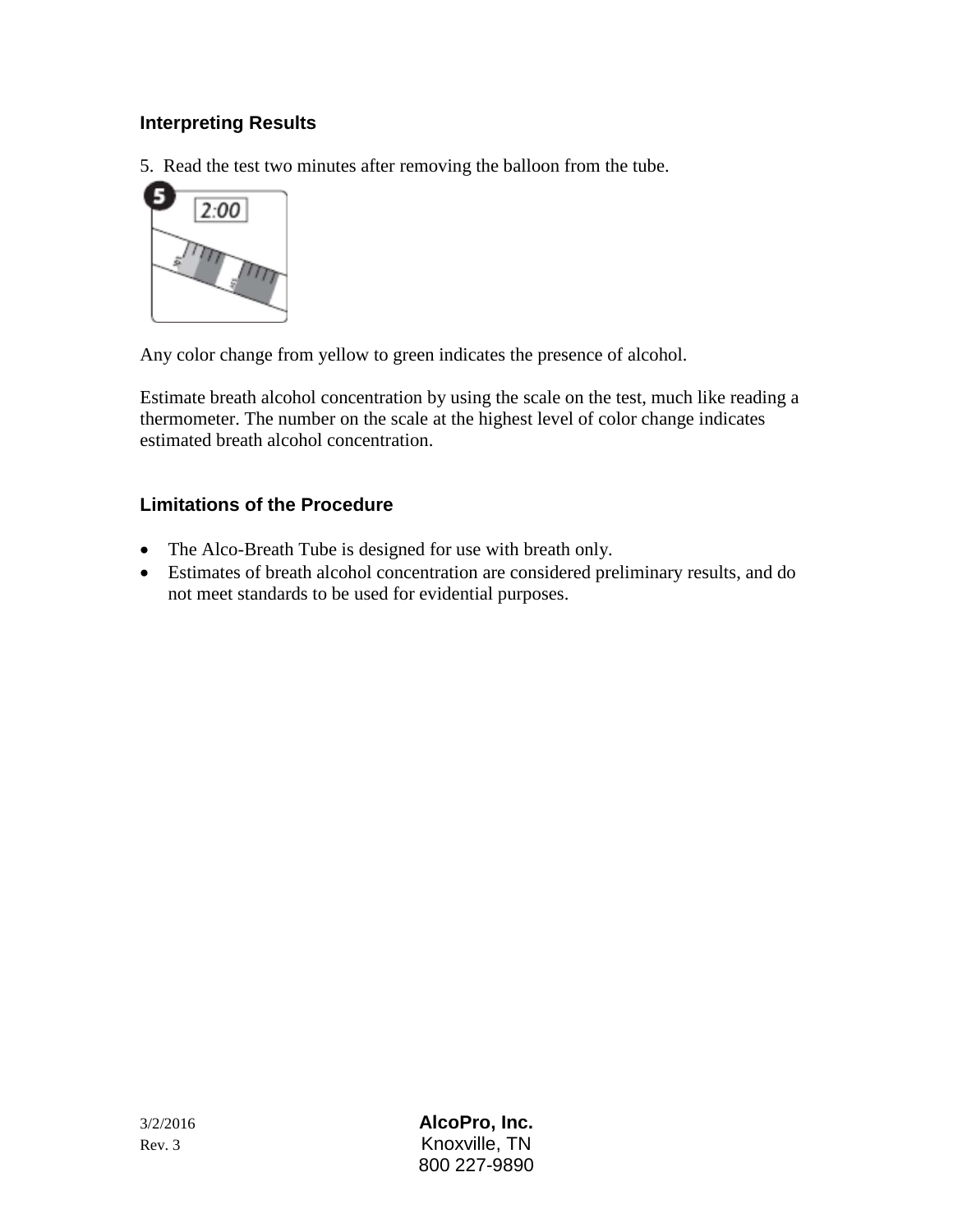### Interpreting Results

5. Read the test two minutes after removing the balloon from the tube.

Any color change from yellow to green indicates the presence of alcohol.

Estimate breath alcohol concentration by using the scale on the test, much like reading a thermometer. The number on the scale at the highest level of color change indicates estimated breath alcohol concentration.

### Limitations of the Procedure

- The Alco-Breath Tube is designed for use with breath only.
- Estimates of breath alcohol concentration are considered preliminary results, and do not meet standards to be used for evidential purposes.

3/2/2016
Rev. 3

**AlcoPro, Inc.**
Knoxville, TN
800 227-9890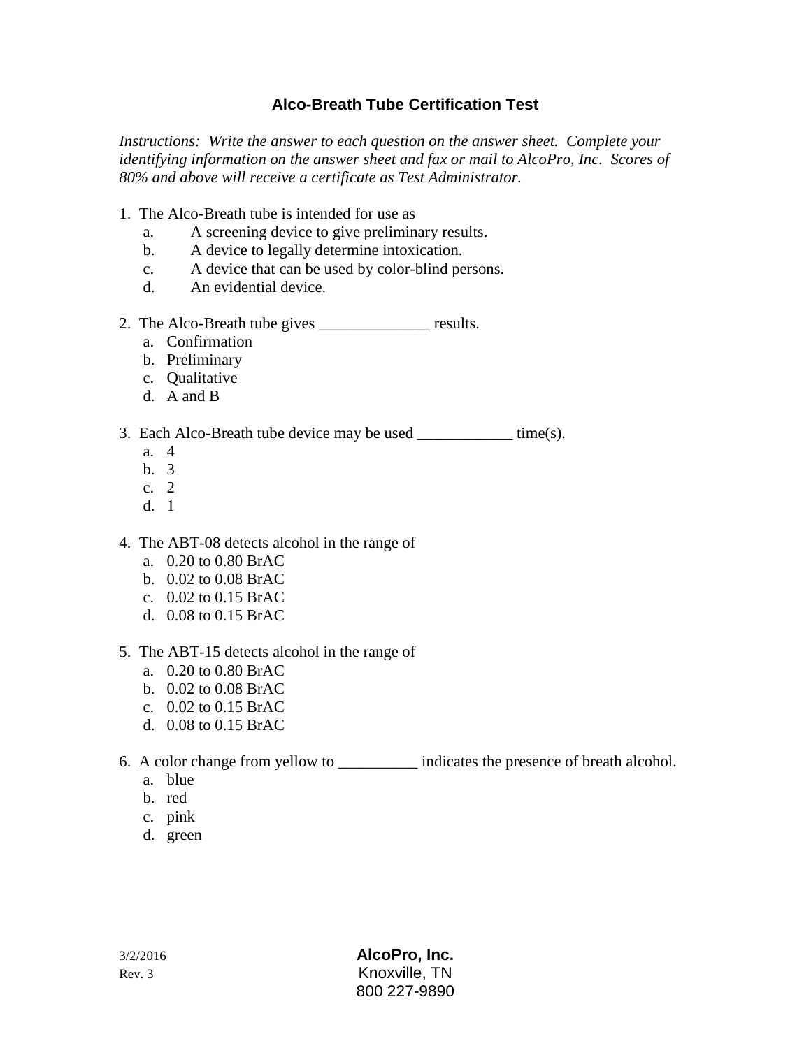## Alco-Breath Tube Certification Test

*Instructions: Write the answer to each question on the answer sheet. Complete your identifying information on the answer sheet and fax or mail to AlcoPro, Inc. Scores of 80% and above will receive a certificate as Test Administrator.*

1. The Alco-Breath tube is intended for use as
   a. A screening device to give preliminary results.
   b. A device to legally determine intoxication.
   c. A device that can be used by color-blind persons.
   d. An evidential device.

2. The Alco-Breath tube gives ______________ results.
   a. Confirmation
   b. Preliminary
   c. Qualitative
   d. A and B

3. Each Alco-Breath tube device may be used ____________ time(s).
   a. 4
   b. 3
   c. 2
   d. 1

4. The ABT-08 detects alcohol in the range of
   a. 0.20 to 0.80 BrAC
   b. 0.02 to 0.08 BrAC
   c. 0.02 to 0.15 BrAC
   d. 0.08 to 0.15 BrAC

5. The ABT-15 detects alcohol in the range of
   a. 0.20 to 0.80 BrAC
   b. 0.02 to 0.08 BrAC
   c. 0.02 to 0.15 BrAC
   d. 0.08 to 0.15 BrAC

6. A color change from yellow to __________ indicates the presence of breath alcohol.
   a. blue
   b. red
   c. pink
   d. green

3/2/2016
Rev. 3

**AlcoPro, Inc.**
Knoxville, TN
800 227-9890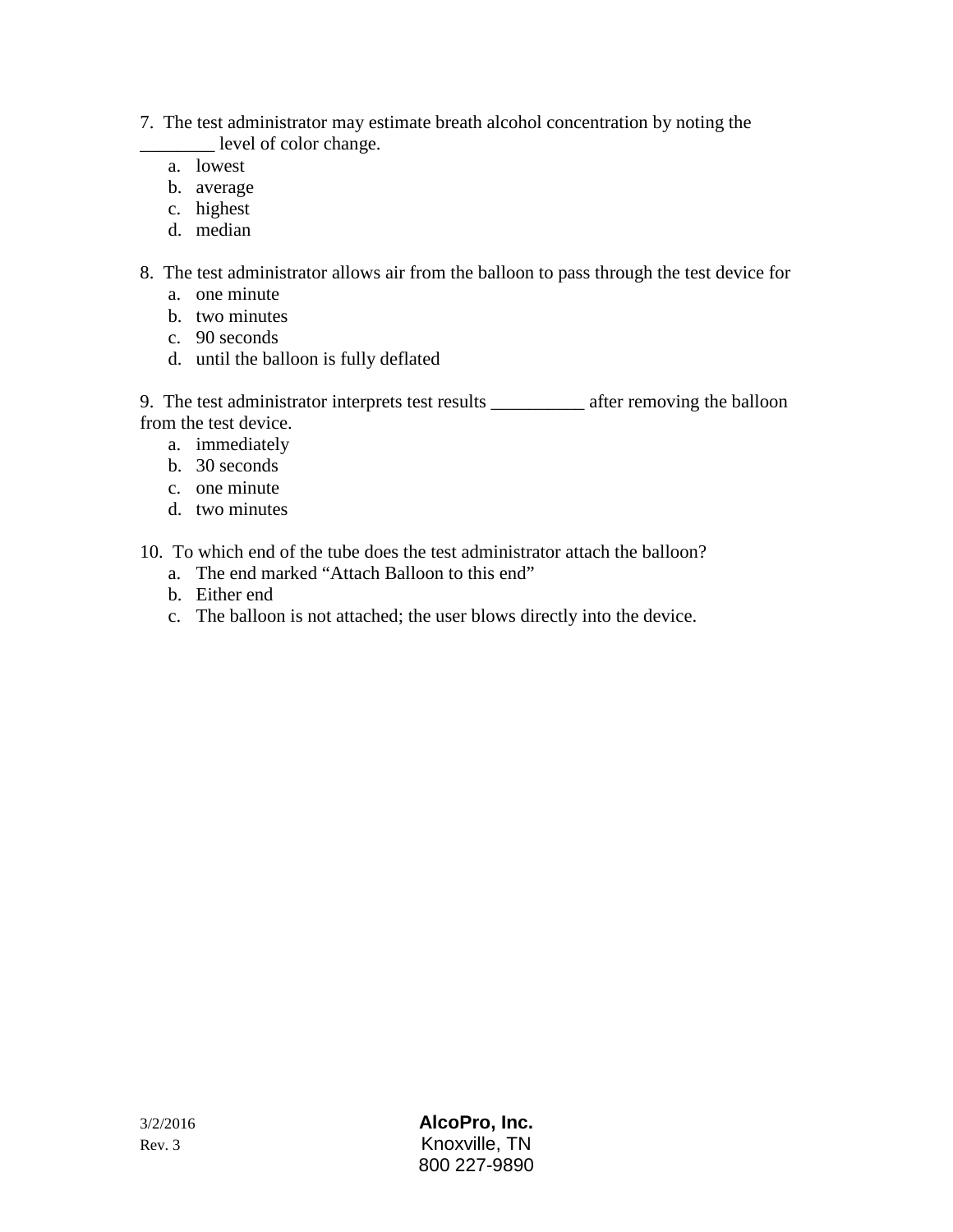7. The test administrator may estimate breath alcohol concentration by noting the ________ level of color change.

   a. lowest
   b. average
   c. highest
   d. median

8. The test administrator allows air from the balloon to pass through the test device for

   a. one minute
   b. two minutes
   c. 90 seconds
   d. until the balloon is fully deflated

9. The test administrator interprets test results __________ after removing the balloon from the test device.

   a. immediately
   b. 30 seconds
   c. one minute
   d. two minutes

10. To which end of the tube does the test administrator attach the balloon?

    a. The end marked "Attach Balloon to this end"
    b. Either end
    c. The balloon is not attached; the user blows directly into the device.

3/2/2016
Rev. 3

**AlcoPro, Inc.**
Knoxville, TN
800 227-9890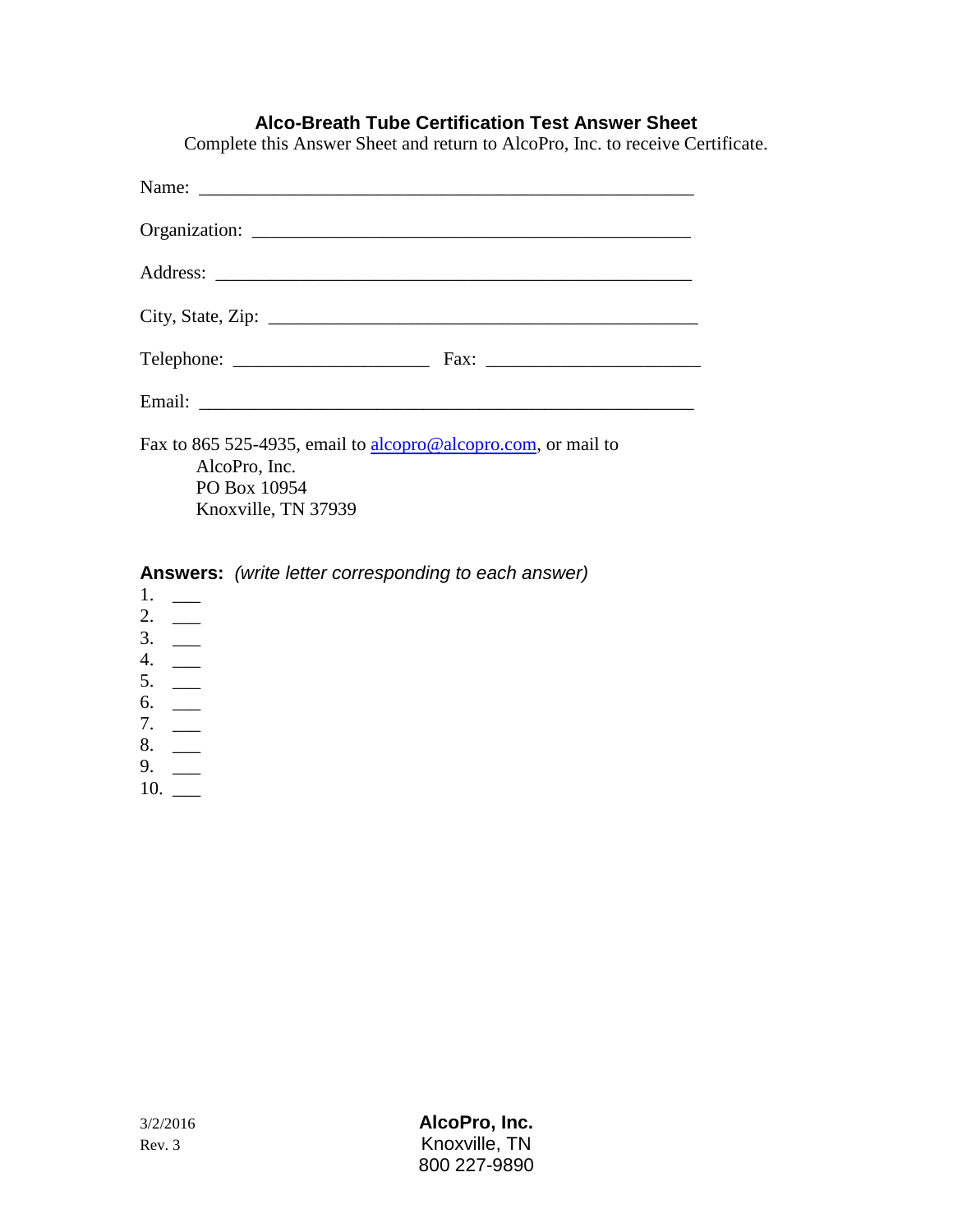## Alco-Breath Tube Certification Test Answer Sheet

Complete this Answer Sheet and return to AlcoPro, Inc. to receive Certificate.

Name: _______________________________________________________

Organization: ________________________________________________

Address: _____________________________________________________

City, State, Zip: ______________________________________________

Telephone: _____________________ Fax: _______________________

Email: _______________________________________________________

Fax to 865 525-4935, email to alcopro@alcopro.com, or mail to

AlcoPro, Inc.
PO Box 10954
Knoxville, TN 37939

**Answers:** *(write letter corresponding to each answer)*

1. ___
2. ___
3. ___
4. ___
5. ___
6. ___
7. ___
8. ___
9. ___
10. ___

3/2/2016
Rev. 3

**AlcoPro, Inc.**
Knoxville, TN
800 227-9890